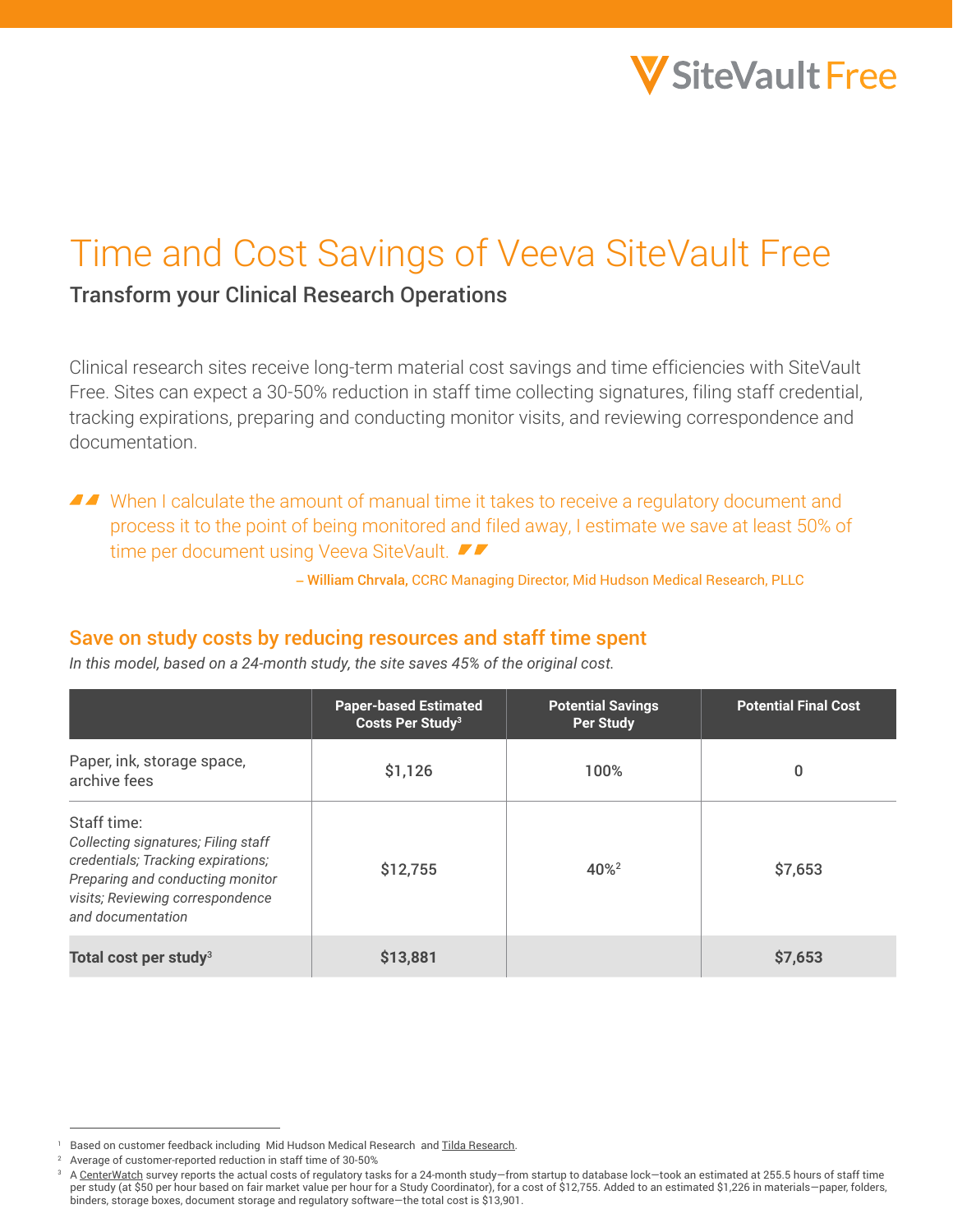SiteVault Free

# Time and Cost Savings of Veeva SiteVault Free

## Transform your Clinical Research Operations

Clinical research sites receive long-term material cost savings and time efficiencies with SiteVault Free. Sites can expect a 30-50% reduction in staff time collecting signatures, filing staff credential, tracking expirations, preparing and conducting monitor visits, and reviewing correspondence and documentation.

> When I calculate the amount of manual time it takes to receive a regulatory document and process it to the point of being monitored and filed away, I estimate we save at least 50% of time per document using Veeva SiteVault.
>
> – **William Chrvala,** CCRC Managing Director, Mid Hudson Medical Research, PLLC

### Save on study costs by reducing resources and staff time spent

*In this model, based on a 24-month study, the site saves 45% of the original cost.*

| | Paper-based Estimated Costs Per Study[3] | Potential Savings Per Study | Potential Final Cost |
|---|---|---|---|
| Paper, ink, storage space, archive fees | $1,126 | 100% | 0 |
| Staff time: *Collecting signatures; Filing staff credentials; Tracking expirations; Preparing and conducting monitor visits; Reviewing correspondence and documentation* | $12,755 | 40%[2] | $7,653 |
| **Total cost per study[3]** | **$13,881** | | **$7,653** |

---

[1] Based on customer feedback including Mid Hudson Medical Research and Tilda Research.

[2] Average of customer-reported reduction in staff time of 30-50%

[3] A CenterWatch survey reports the actual costs of regulatory tasks for a 24-month study—from startup to database lock—took an estimated at 255.5 hours of staff time per study (at $50 per hour based on fair market value per hour for a Study Coordinator), for a cost of $12,755. Added to an estimated $1,226 in materials—paper, folders, binders, storage boxes, document storage and regulatory software—the total cost is $13,901.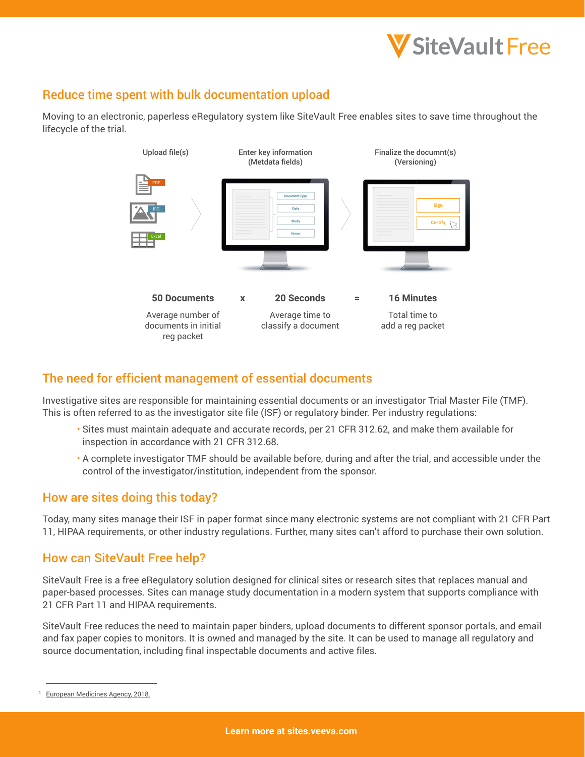## Reduce time spent with bulk documentation upload

Moving to an electronic, paperless eRegulatory system like SiteVault Free enables sites to save time throughout the lifecycle of the trial.

Upload file(s)

Enter key information (Metdata fields)

Finalize the documnt(s) (Versioning)

**50 Documents** x **20 Seconds** = **16 Minutes**

Average number of documents in initial reg packet

Average time to classify a document

Total time to add a reg packet

## The need for efficient management of essential documents

Investigative sites are responsible for maintaining essential documents or an investigator Trial Master File (TMF). This is often referred to as the investigator site file (ISF) or regulatory binder. Per industry regulations:

- Sites must maintain adequate and accurate records, per 21 CFR 312.62, and make them available for inspection in accordance with 21 CFR 312.68.
- A complete investigator TMF should be available before, during and after the trial, and accessible under the control of the investigator/institution, independent from the sponsor.

## How are sites doing this today?

Today, many sites manage their ISF in paper format since many electronic systems are not compliant with 21 CFR Part 11, HIPAA requirements, or other industry regulations. Further, many sites can't afford to purchase their own solution.

## How can SiteVault Free help?

SiteVault Free is a free eRegulatory solution designed for clinical sites or research sites that replaces manual and paper-based processes. Sites can manage study documentation in a modern system that supports compliance with 21 CFR Part 11 and HIPAA requirements.

SiteVault Free reduces the need to maintain paper binders, upload documents to different sponsor portals, and email and fax paper copies to monitors. It is owned and managed by the site. It can be used to manage all regulatory and source documentation, including final inspectable documents and active files.

[4] European Medicines Agency, 2018.

**Learn more at sites.veeva.com**